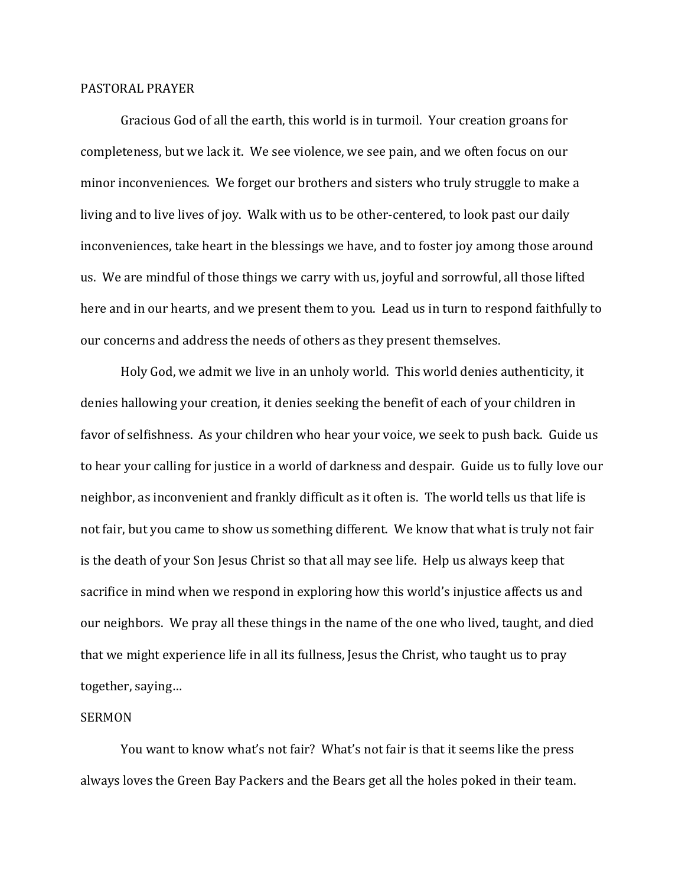## PASTORAL PRAYER

Gracious God of all the earth, this world is in turmoil. Your creation groans for completeness, but we lack it. We see violence, we see pain, and we often focus on our minor inconveniences. We forget our brothers and sisters who truly struggle to make a living and to live lives of joy. Walk with us to be other-centered, to look past our daily inconveniences, take heart in the blessings we have, and to foster joy among those around us. We are mindful of those things we carry with us, joyful and sorrowful, all those lifted here and in our hearts, and we present them to you. Lead us in turn to respond faithfully to our concerns and address the needs of others as they present themselves.

Holy God, we admit we live in an unholy world. This world denies authenticity, it denies hallowing your creation, it denies seeking the benefit of each of your children in favor of selfishness. As your children who hear your voice, we seek to push back. Guide us to hear your calling for justice in a world of darkness and despair. Guide us to fully love our neighbor, as inconvenient and frankly difficult as it often is. The world tells us that life is not fair, but you came to show us something different. We know that what is truly not fair is the death of your Son Jesus Christ so that all may see life. Help us always keep that sacrifice in mind when we respond in exploring how this world's injustice affects us and our neighbors. We pray all these things in the name of the one who lived, taught, and died that we might experience life in all its fullness, Jesus the Christ, who taught us to pray together, saying…

## SERMON

You want to know what's not fair? What's not fair is that it seems like the press always loves the Green Bay Packers and the Bears get all the holes poked in their team.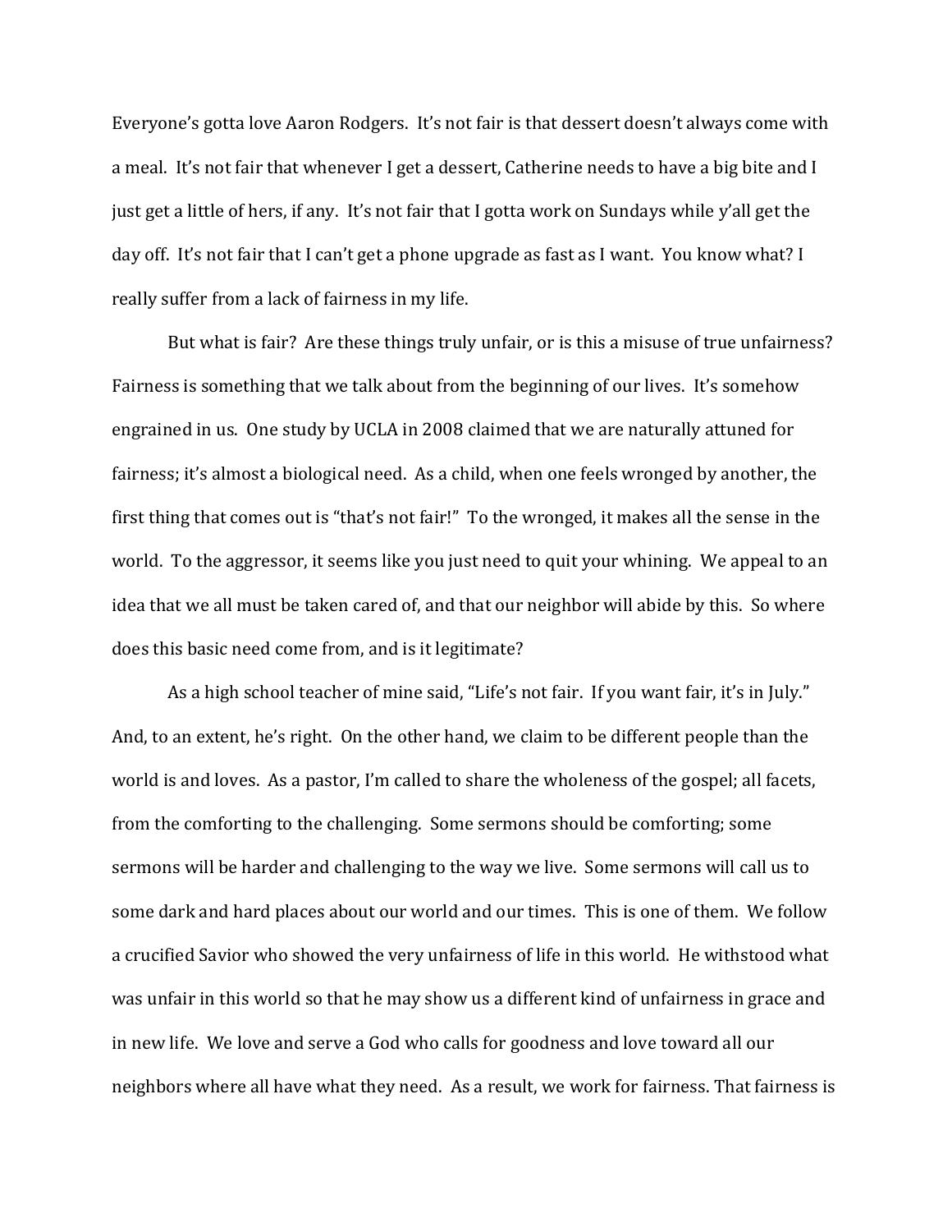Everyone's gotta love Aaron Rodgers. It's not fair is that dessert doesn't always come with a meal. It's not fair that whenever I get a dessert, Catherine needs to have a big bite and I just get a little of hers, if any. It's not fair that I gotta work on Sundays while y'all get the day off. It's not fair that I can't get a phone upgrade as fast as I want. You know what? I really suffer from a lack of fairness in my life.

But what is fair? Are these things truly unfair, or is this a misuse of true unfairness? Fairness is something that we talk about from the beginning of our lives. It's somehow engrained in us. One study by UCLA in 2008 claimed that we are naturally attuned for fairness; it's almost a biological need. As a child, when one feels wronged by another, the first thing that comes out is "that's not fair!" To the wronged, it makes all the sense in the world. To the aggressor, it seems like you just need to quit your whining. We appeal to an idea that we all must be taken cared of, and that our neighbor will abide by this. So where does this basic need come from, and is it legitimate?

As a high school teacher of mine said, "Life's not fair. If you want fair, it's in July." And, to an extent, he's right. On the other hand, we claim to be different people than the world is and loves. As a pastor, I'm called to share the wholeness of the gospel; all facets, from the comforting to the challenging. Some sermons should be comforting; some sermons will be harder and challenging to the way we live. Some sermons will call us to some dark and hard places about our world and our times. This is one of them. We follow a crucified Savior who showed the very unfairness of life in this world. He withstood what was unfair in this world so that he may show us a different kind of unfairness in grace and in new life. We love and serve a God who calls for goodness and love toward all our neighbors where all have what they need. As a result, we work for fairness. That fairness is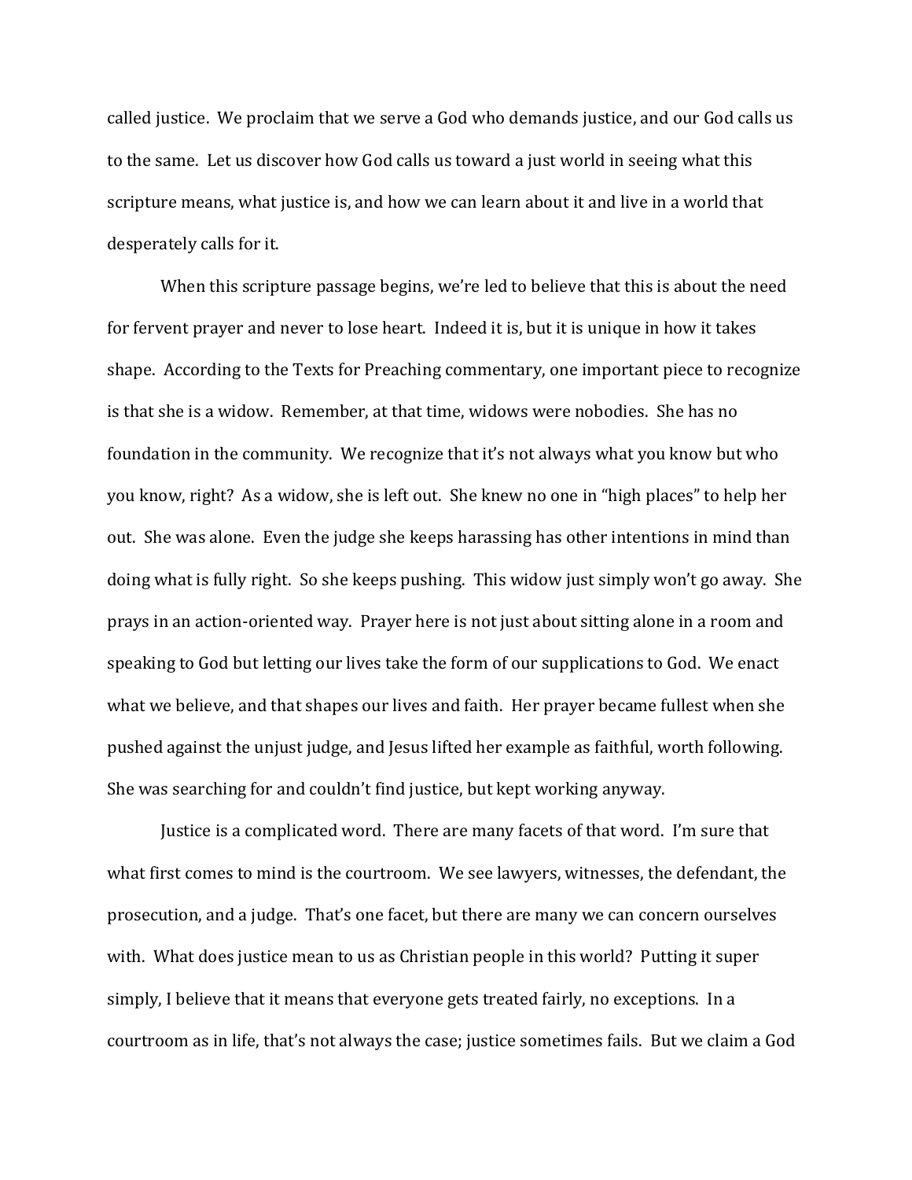called justice. We proclaim that we serve a God who demands justice, and our God calls us to the same. Let us discover how God calls us toward a just world in seeing what this scripture means, what justice is, and how we can learn about it and live in a world that desperately calls for it.

When this scripture passage begins, we're led to believe that this is about the need for fervent prayer and never to lose heart. Indeed it is, but it is unique in how it takes shape. According to the Texts for Preaching commentary, one important piece to recognize is that she is a widow. Remember, at that time, widows were nobodies. She has no foundation in the community. We recognize that it's not always what you know but who you know, right? As a widow, she is left out. She knew no one in "high places" to help her out. She was alone. Even the judge she keeps harassing has other intentions in mind than doing what is fully right. So she keeps pushing. This widow just simply won't go away. She prays in an action-oriented way. Prayer here is not just about sitting alone in a room and speaking to God but letting our lives take the form of our supplications to God. We enact what we believe, and that shapes our lives and faith. Her prayer became fullest when she pushed against the unjust judge, and Jesus lifted her example as faithful, worth following. She was searching for and couldn't find justice, but kept working anyway.

Justice is a complicated word. There are many facets of that word. I'm sure that what first comes to mind is the courtroom. We see lawyers, witnesses, the defendant, the prosecution, and a judge. That's one facet, but there are many we can concern ourselves with. What does justice mean to us as Christian people in this world? Putting it super simply, I believe that it means that everyone gets treated fairly, no exceptions. In a courtroom as in life, that's not always the case; justice sometimes fails. But we claim a God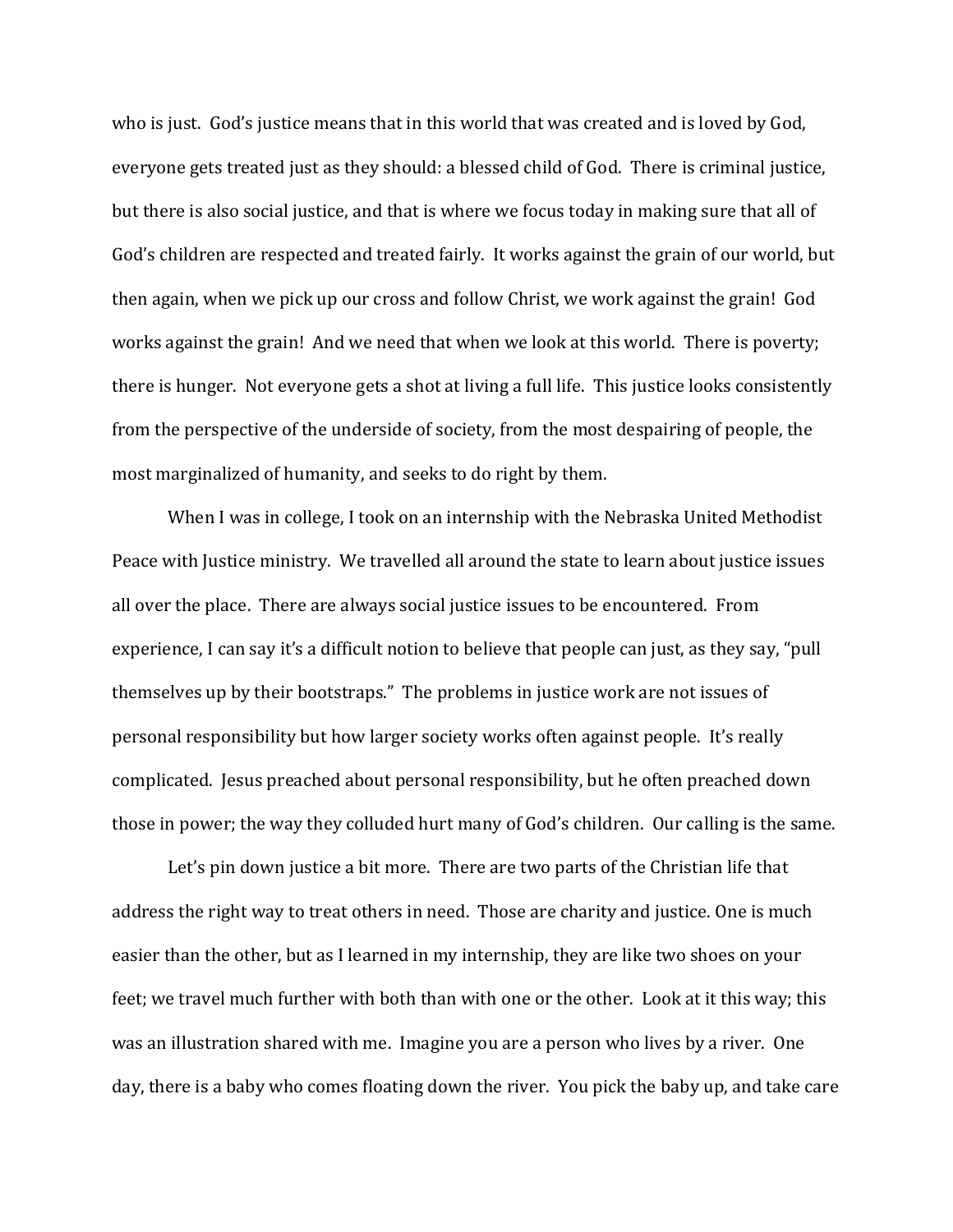who is just. God's justice means that in this world that was created and is loved by God, everyone gets treated just as they should: a blessed child of God. There is criminal justice, but there is also social justice, and that is where we focus today in making sure that all of God's children are respected and treated fairly. It works against the grain of our world, but then again, when we pick up our cross and follow Christ, we work against the grain! God works against the grain! And we need that when we look at this world. There is poverty; there is hunger. Not everyone gets a shot at living a full life. This justice looks consistently from the perspective of the underside of society, from the most despairing of people, the most marginalized of humanity, and seeks to do right by them.

When I was in college, I took on an internship with the Nebraska United Methodist Peace with Justice ministry. We travelled all around the state to learn about justice issues all over the place. There are always social justice issues to be encountered. From experience, I can say it's a difficult notion to believe that people can just, as they say, "pull themselves up by their bootstraps." The problems in justice work are not issues of personal responsibility but how larger society works often against people. It's really complicated. Jesus preached about personal responsibility, but he often preached down those in power; the way they colluded hurt many of God's children. Our calling is the same.

Let's pin down justice a bit more. There are two parts of the Christian life that address the right way to treat others in need. Those are charity and justice. One is much easier than the other, but as I learned in my internship, they are like two shoes on your feet; we travel much further with both than with one or the other. Look at it this way; this was an illustration shared with me. Imagine you are a person who lives by a river. One day, there is a baby who comes floating down the river. You pick the baby up, and take care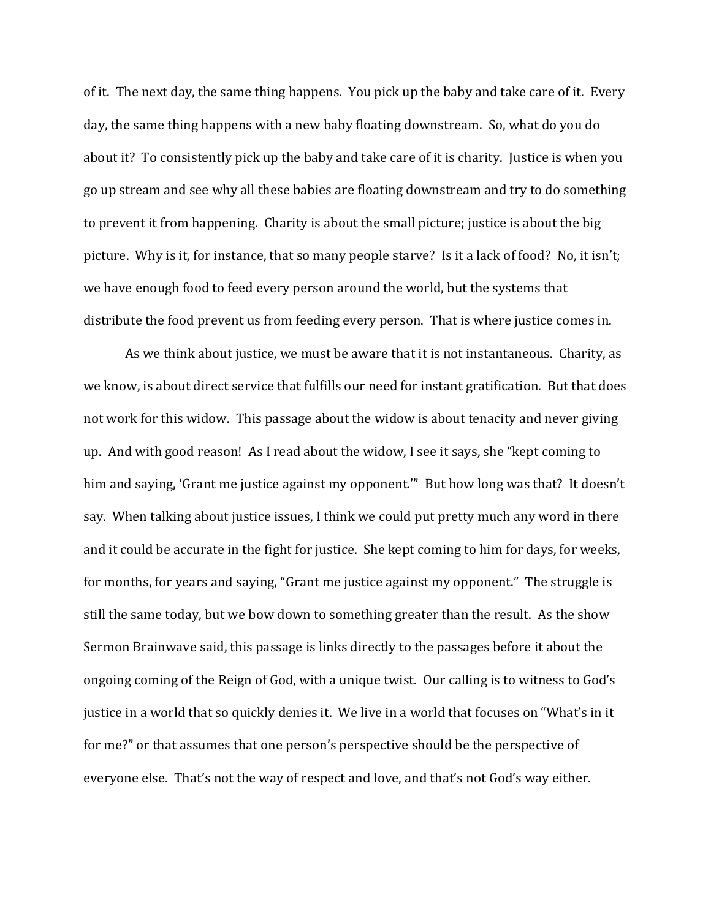of it. The next day, the same thing happens. You pick up the baby and take care of it. Every day, the same thing happens with a new baby floating downstream. So, what do you do about it? To consistently pick up the baby and take care of it is charity. Justice is when you go up stream and see why all these babies are floating downstream and try to do something to prevent it from happening. Charity is about the small picture; justice is about the big picture. Why is it, for instance, that so many people starve? Is it a lack of food? No, it isn't; we have enough food to feed every person around the world, but the systems that distribute the food prevent us from feeding every person. That is where justice comes in.

As we think about justice, we must be aware that it is not instantaneous. Charity, as we know, is about direct service that fulfills our need for instant gratification. But that does not work for this widow. This passage about the widow is about tenacity and never giving up. And with good reason! As I read about the widow, I see it says, she "kept coming to him and saying, 'Grant me justice against my opponent.'" But how long was that? It doesn't say. When talking about justice issues, I think we could put pretty much any word in there and it could be accurate in the fight for justice. She kept coming to him for days, for weeks, for months, for years and saying, "Grant me justice against my opponent." The struggle is still the same today, but we bow down to something greater than the result. As the show Sermon Brainwave said, this passage is links directly to the passages before it about the ongoing coming of the Reign of God, with a unique twist. Our calling is to witness to God's justice in a world that so quickly denies it. We live in a world that focuses on "What's in it for me?" or that assumes that one person's perspective should be the perspective of everyone else. That's not the way of respect and love, and that's not God's way either.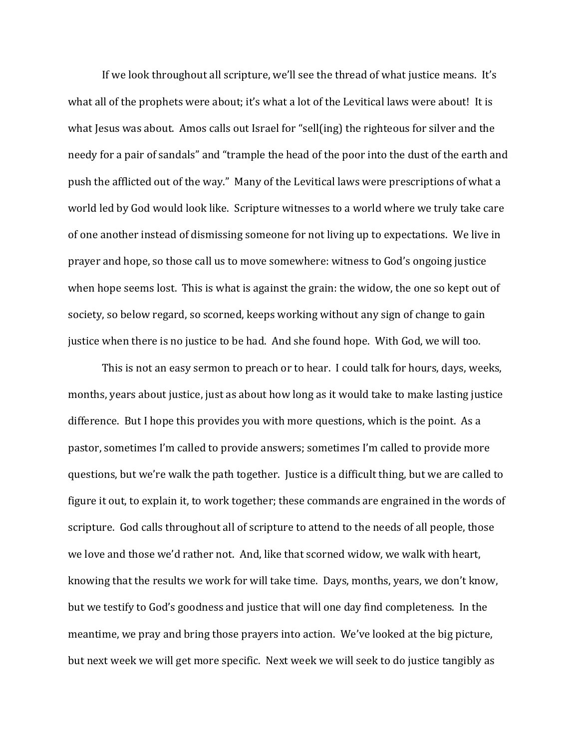If we look throughout all scripture, we'll see the thread of what justice means. It's what all of the prophets were about; it's what a lot of the Levitical laws were about! It is what Jesus was about. Amos calls out Israel for "sell(ing) the righteous for silver and the needy for a pair of sandals" and "trample the head of the poor into the dust of the earth and push the afflicted out of the way." Many of the Levitical laws were prescriptions of what a world led by God would look like. Scripture witnesses to a world where we truly take care of one another instead of dismissing someone for not living up to expectations. We live in prayer and hope, so those call us to move somewhere: witness to God's ongoing justice when hope seems lost. This is what is against the grain: the widow, the one so kept out of society, so below regard, so scorned, keeps working without any sign of change to gain justice when there is no justice to be had. And she found hope. With God, we will too.

This is not an easy sermon to preach or to hear. I could talk for hours, days, weeks, months, years about justice, just as about how long as it would take to make lasting justice difference. But I hope this provides you with more questions, which is the point. As a pastor, sometimes I'm called to provide answers; sometimes I'm called to provide more questions, but we're walk the path together. Justice is a difficult thing, but we are called to figure it out, to explain it, to work together; these commands are engrained in the words of scripture. God calls throughout all of scripture to attend to the needs of all people, those we love and those we'd rather not. And, like that scorned widow, we walk with heart, knowing that the results we work for will take time. Days, months, years, we don't know, but we testify to God's goodness and justice that will one day find completeness. In the meantime, we pray and bring those prayers into action. We've looked at the big picture, but next week we will get more specific. Next week we will seek to do justice tangibly as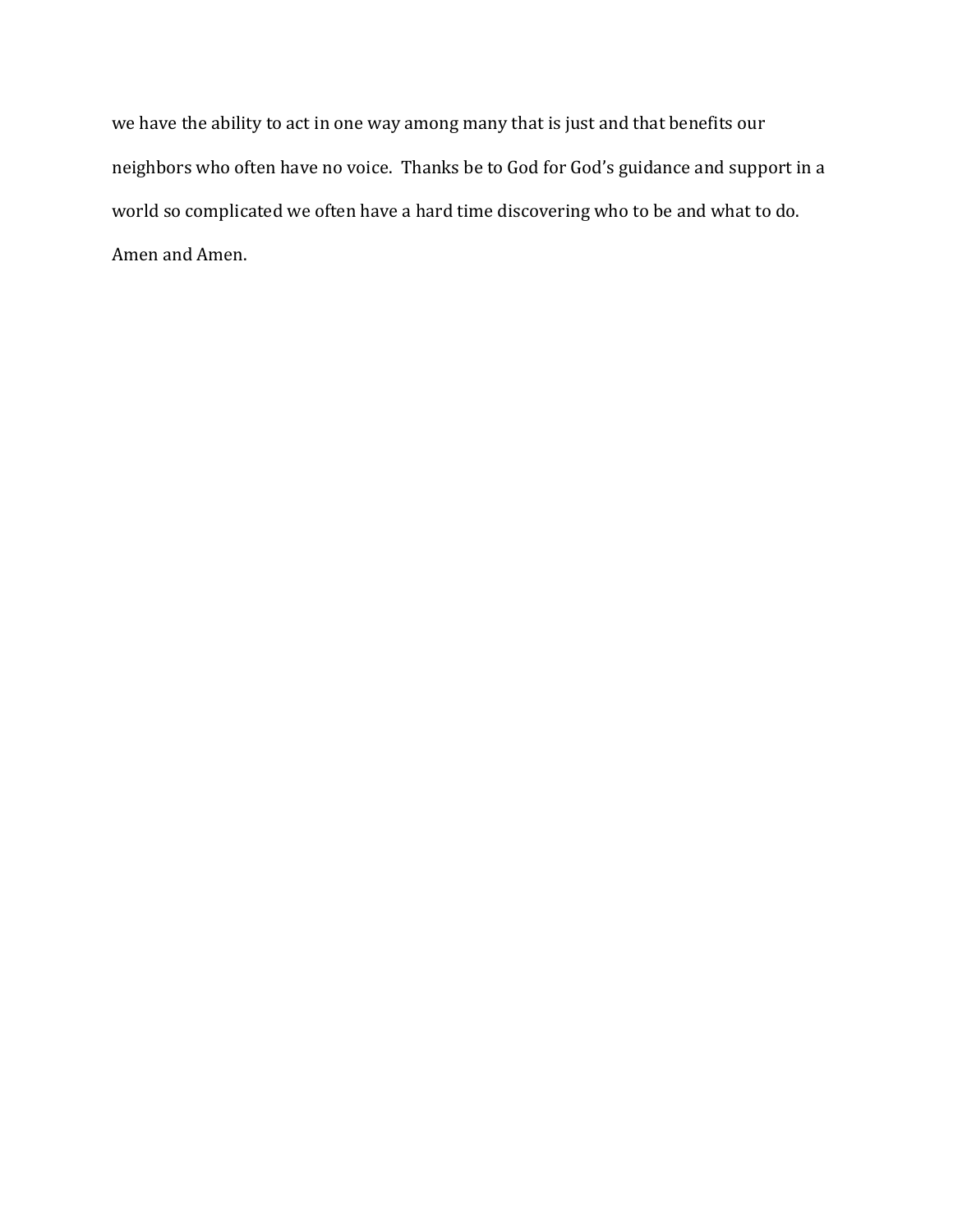we have the ability to act in one way among many that is just and that benefits our neighbors who often have no voice. Thanks be to God for God's guidance and support in a world so complicated we often have a hard time discovering who to be and what to do. Amen and Amen.